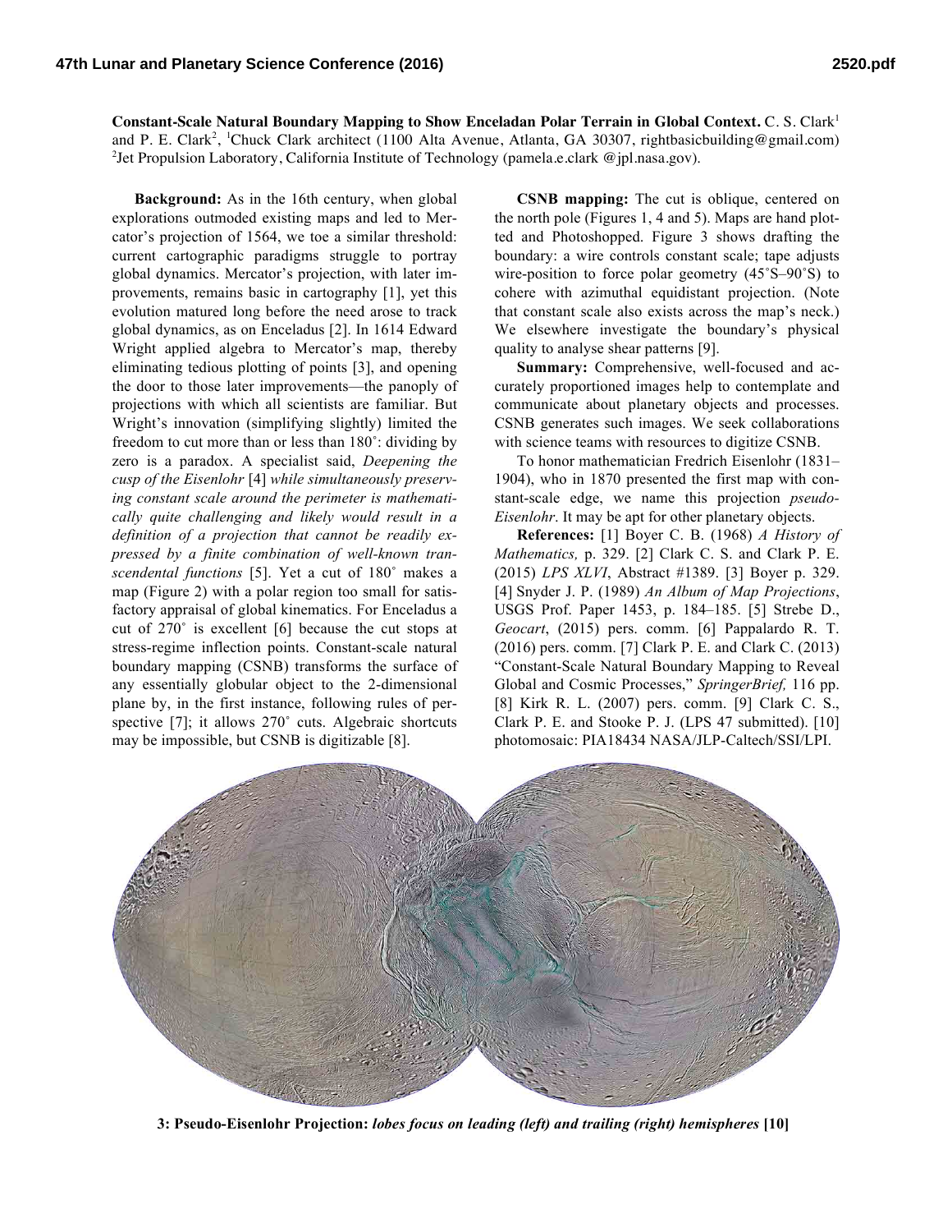**Constant-Scale Natural Boundary Mapping to Show Enceladan Polar Terrain in Global Context.** C. S. Clark[1] and P. E. Clark[2], [1]Chuck Clark architect (1100 Alta Avenue, Atlanta, GA 30307, rightbasicbuilding@gmail.com) [2]Jet Propulsion Laboratory, California Institute of Technology (pamela.e.clark @jpl.nasa.gov).

**Background:** As in the 16th century, when global explorations outmoded existing maps and led to Mercator's projection of 1564, we toe a similar threshold: current cartographic paradigms struggle to portray global dynamics. Mercator's projection, with later improvements, remains basic in cartography [1], yet this evolution matured long before the need arose to track global dynamics, as on Enceladus [2]. In 1614 Edward Wright applied algebra to Mercator's map, thereby eliminating tedious plotting of points [3], and opening the door to those later improvements—the panoply of projections with which all scientists are familiar. But Wright's innovation (simplifying slightly) limited the freedom to cut more than or less than 180˚: dividing by zero is a paradox. A specialist said, *Deepening the cusp of the Eisenlohr* [4] *while simultaneously preserving constant scale around the perimeter is mathematically quite challenging and likely would result in a definition of a projection that cannot be readily expressed by a finite combination of well-known transcendental functions* [5]. Yet a cut of 180˚ makes a map (Figure 2) with a polar region too small for satisfactory appraisal of global kinematics. For Enceladus a cut of 270˚ is excellent [6] because the cut stops at stress-regime inflection points. Constant-scale natural boundary mapping (CSNB) transforms the surface of any essentially globular object to the 2-dimensional plane by, in the first instance, following rules of perspective [7]; it allows 270˚ cuts. Algebraic shortcuts may be impossible, but CSNB is digitizable [8].

**CSNB mapping:** The cut is oblique, centered on the north pole (Figures 1, 4 and 5). Maps are hand plotted and Photoshopped. Figure 3 shows drafting the boundary: a wire controls constant scale; tape adjusts wire-position to force polar geometry (45˚S–90˚S) to cohere with azimuthal equidistant projection. (Note that constant scale also exists across the map's neck.) We elsewhere investigate the boundary's physical quality to analyse shear patterns [9].

**Summary:** Comprehensive, well-focused and accurately proportioned images help to contemplate and communicate about planetary objects and processes. CSNB generates such images. We seek collaborations with science teams with resources to digitize CSNB.

To honor mathematician Fredrich Eisenlohr (1831–1904), who in 1870 presented the first map with constant-scale edge, we name this projection *pseudo-Eisenlohr*. It may be apt for other planetary objects.

**References:** [1] Boyer C. B. (1968) *A History of Mathematics,* p. 329. [2] Clark C. S. and Clark P. E. (2015) *LPS XLVI*, Abstract #1389. [3] Boyer p. 329. [4] Snyder J. P. (1989) *An Album of Map Projections*, USGS Prof. Paper 1453, p. 184–185. [5] Strebe D., *Geocart*, (2015) pers. comm. [6] Pappalardo R. T. (2016) pers. comm. [7] Clark P. E. and Clark C. (2013) "Constant-Scale Natural Boundary Mapping to Reveal Global and Cosmic Processes," *SpringerBrief,* 116 pp. [8] Kirk R. L. (2007) pers. comm. [9] Clark C. S., Clark P. E. and Stooke P. J. (LPS 47 submitted). [10] photomosaic: PIA18434 NASA/JLP-Caltech/SSI/LPI.

**3: Pseudo-Eisenlohr Projection:** *lobes focus on leading (left) and trailing (right) hemispheres* **[10]**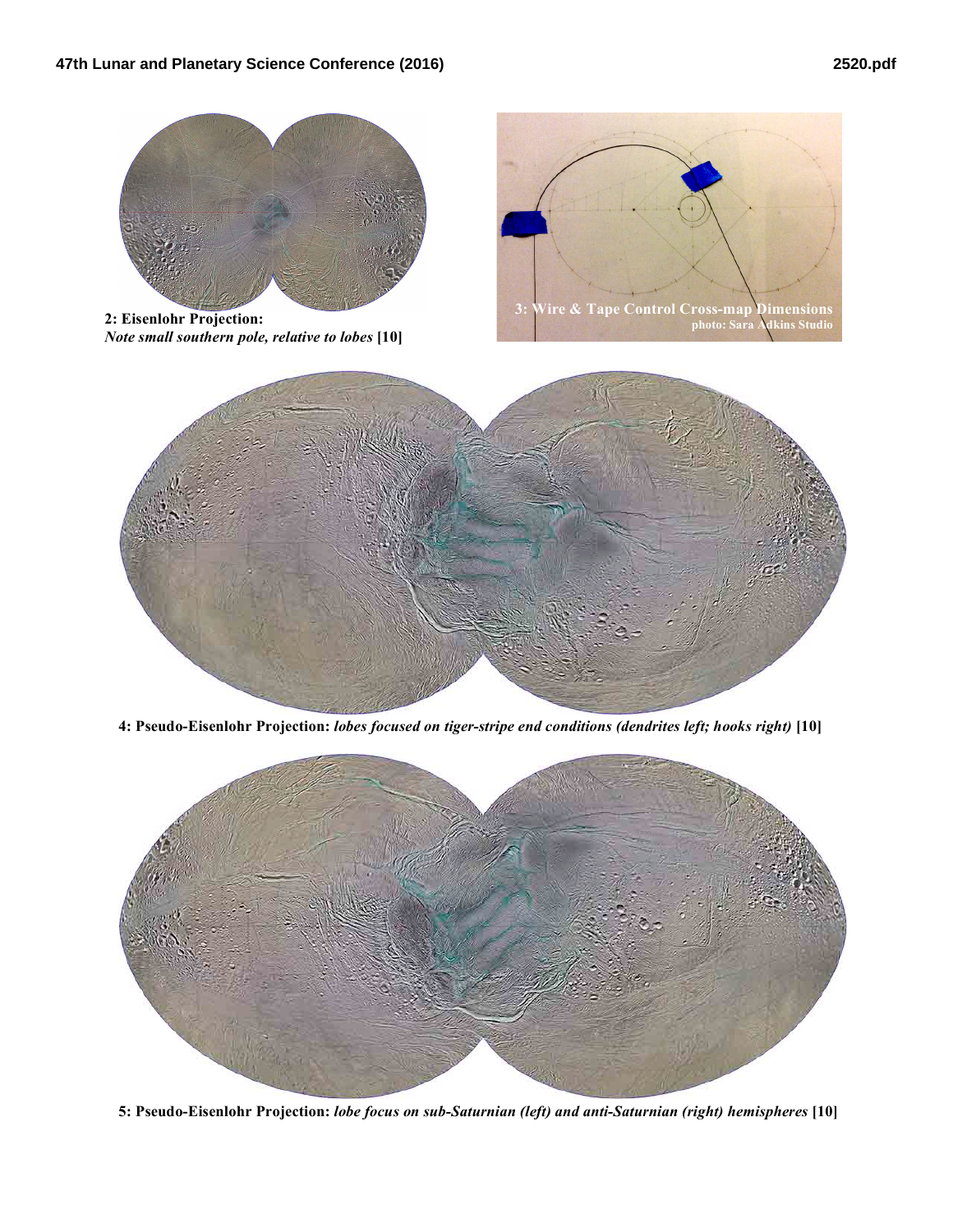**2: Eisenlohr Projection:**
*Note small southern pole, relative to lobes* **[10]**

**3: Wire & Tape Control Cross-map Dimensions**
photo: Sara Adkins Studio

**4: Pseudo-Eisenlohr Projection:** *lobes focused on tiger-stripe end conditions (dendrites left; hooks right)* **[10]**

**5: Pseudo-Eisenlohr Projection:** *lobe focus on sub-Saturnian (left) and anti-Saturnian (right) hemispheres* **[10]**